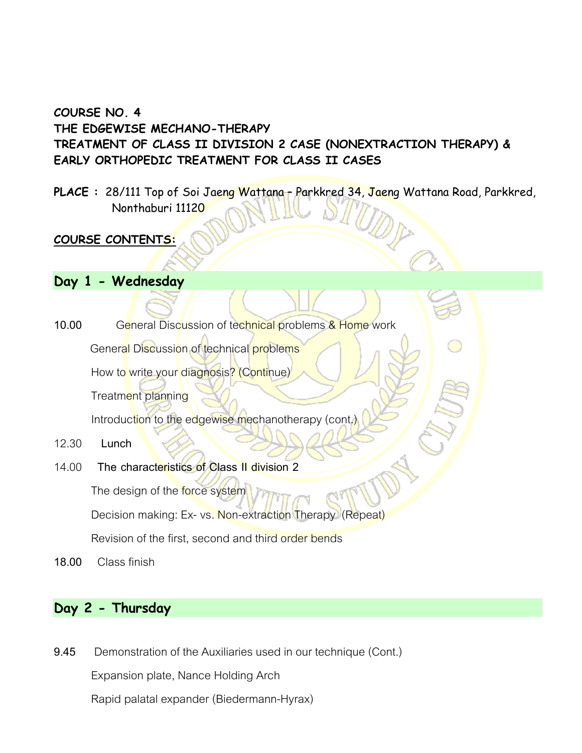**COURSE NO. 4**
**THE EDGEWISE MECHANO-THERAPY**
**TREATMENT OF CLASS II DIVISION 2 CASE (NONEXTRACTION THERAPY) & EARLY ORTHOPEDIC TREATMENT FOR CLASS II CASES**

**PLACE :** 28/111 Top of Soi Jaeng Wattana – Parkkred 34, Jaeng Wattana Road, Parkkred, Nonthaburi 11120

**COURSE CONTENTS:**

## Day 1 - Wednesday

10.00 General Discussion of technical problems & Home work

General Discussion of technical problems

How to write your diagnosis? (Continue)

Treatment planning

Introduction to the edgewise mechanotherapy (cont.)

12.30 Lunch

14.00 The characteristics of Class II division 2

The design of the force system

Decision making: Ex- vs. Non-extraction Therapy (Repeat)

Revision of the first, second and third order bends

18.00 Class finish

## Day 2 - Thursday

9.45 Demonstration of the Auxiliaries used in our technique (Cont.)

Expansion plate, Nance Holding Arch

Rapid palatal expander (Biedermann-Hyrax)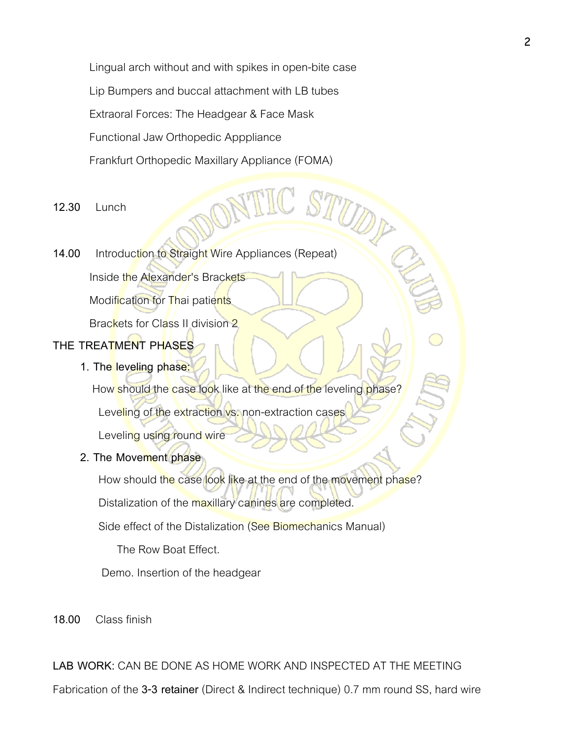Lingual arch without and with spikes in open-bite case

Lip Bumpers and buccal attachment with LB tubes

Extraoral Forces: The Headgear & Face Mask

Functional Jaw Orthopedic Appppliance

Frankfurt Orthopedic Maxillary Appliance (FOMA)

12.30 Lunch

14.00 Introduction to Straight Wire Appliances (Repeat)

Inside the Alexander's Brackets

Modification for Thai patients

Brackets for Class II division 2

**THE TREATMENT PHASES**

1. **The leveling phase:**

   How should the case look like at the end of the leveling phase?

   Leveling of the extraction vs. non-extraction cases

   Leveling using round wire

2. **The Movement phase**

   How should the case look like at the end of the movement phase?

   Distalization of the maxillary canines are completed.

   Side effect of the Distalization (See Biomechanics Manual)

   The Row Boat Effect.

   Demo. Insertion of the headgear

18.00 Class finish

**LAB WORK:** CAN BE DONE AS HOME WORK AND INSPECTED AT THE MEETING

Fabrication of the **3-3 retainer** (Direct & Indirect technique) 0.7 mm round SS, hard wire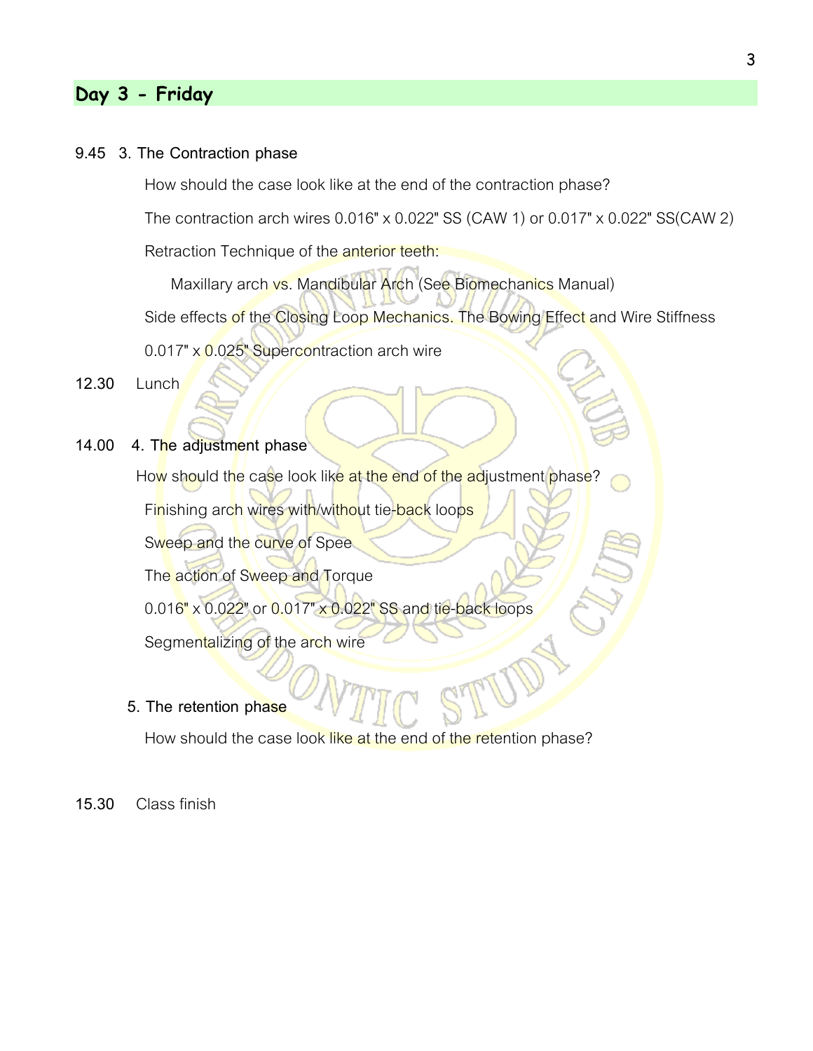## Day 3 - Friday

9.45 3. The Contraction phase

How should the case look like at the end of the contraction phase?

The contraction arch wires 0.016" x 0.022" SS (CAW 1) or 0.017" x 0.022" SS(CAW 2)

Retraction Technique of the anterior teeth:

Maxillary arch vs. Mandibular Arch (See Biomechanics Manual)

Side effects of the Closing Loop Mechanics. The Bowing Effect and Wire Stiffness

0.017" x 0.025" Supercontraction arch wire

12.30 Lunch

14.00 4. The adjustment phase

How should the case look like at the end of the adjustment phase?

Finishing arch wires with/without tie-back loops

Sweep and the curve of Spee

The action of Sweep and Torque

0.016" x 0.022" or 0.017" x 0.022" SS and tie-back loops

Segmentalizing of the arch wire

5. The retention phase

How should the case look like at the end of the retention phase?

15.30 Class finish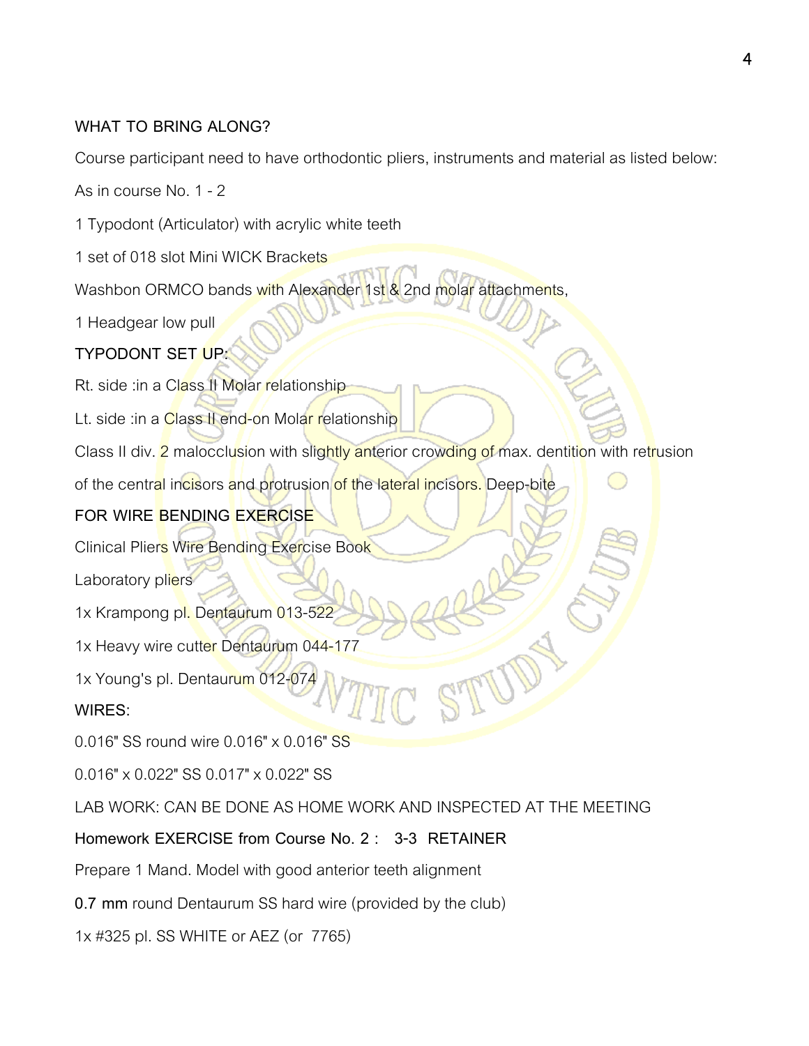## WHAT TO BRING ALONG?

Course participant need to have orthodontic pliers, instruments and material as listed below:

As in course No. 1 - 2

1 Typodont (Articulator) with acrylic white teeth

1 set of 018 slot Mini WICK Brackets

Washbon ORMCO bands with Alexander 1st & 2nd molar attachments,

1 Headgear low pull

## TYPODONT SET UP:

Rt. side :in a Class II Molar relationship

Lt. side :in a Class II end-on Molar relationship

Class II div. 2 malocclusion with slightly anterior crowding of max. dentition with retrusion of the central incisors and protrusion of the lateral incisors. Deep-bite

## FOR WIRE BENDING EXERCISE

Clinical Pliers Wire Bending Exercise Book

Laboratory pliers

1x Krampong pl. Dentaurum 013-522

1x Heavy wire cutter Dentaurum 044-177

1x Young's pl. Dentaurum 012-074

## WIRES:

0.016" SS round wire 0.016" x 0.016" SS

0.016" x 0.022" SS 0.017" x 0.022" SS

LAB WORK: CAN BE DONE AS HOME WORK AND INSPECTED AT THE MEETING

## Homework EXERCISE from Course No. 2 : 3-3 RETAINER

Prepare 1 Mand. Model with good anterior teeth alignment

**0.7 mm** round Dentaurum SS hard wire (provided by the club)

1x #325 pl. SS WHITE or AEZ (or 7765)